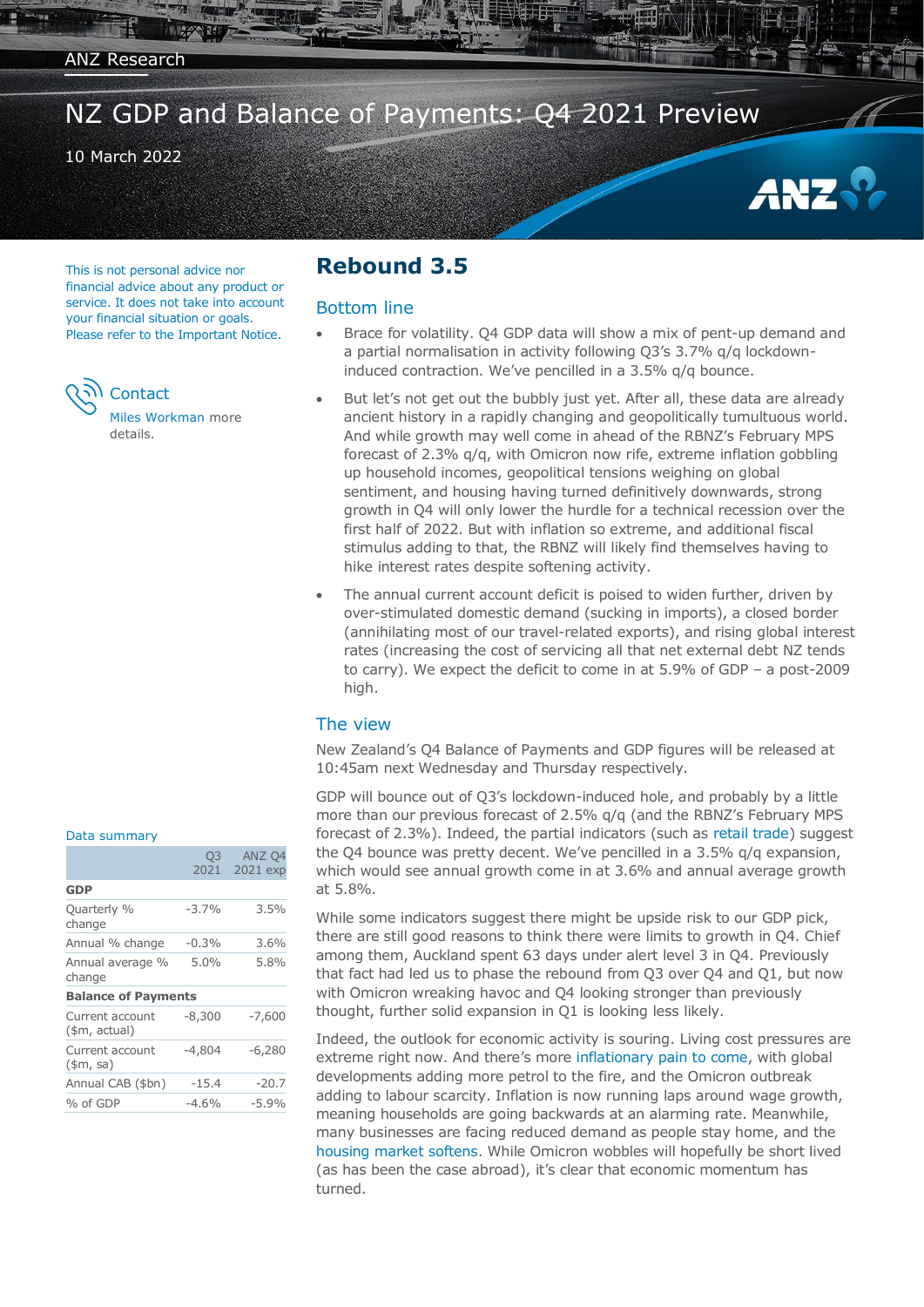ANZ Research

# NZ GDP and Balance of Payments: Q4 2021 Preview

10 March 2022

This is not personal advice nor financial advice about any product or service. It does not take into account your financial situation or goals. Please refer to the Important Notice.

Contact

Miles Workman more details.

## Rebound 3.5

### Bottom line

- Brace for volatility. Q4 GDP data will show a mix of pent-up demand and a partial normalisation in activity following Q3's 3.7% q/q lockdown-induced contraction. We've pencilled in a 3.5% q/q bounce.
- But let's not get out the bubbly just yet. After all, these data are already ancient history in a rapidly changing and geopolitically tumultuous world. And while growth may well come in ahead of the RBNZ's February MPS forecast of 2.3% q/q, with Omicron now rife, extreme inflation gobbling up household incomes, geopolitical tensions weighing on global sentiment, and housing having turned definitively downwards, strong growth in Q4 will only lower the hurdle for a technical recession over the first half of 2022. But with inflation so extreme, and additional fiscal stimulus adding to that, the RBNZ will likely find themselves having to hike interest rates despite softening activity.
- The annual current account deficit is poised to widen further, driven by over-stimulated domestic demand (sucking in imports), a closed border (annihilating most of our travel-related exports), and rising global interest rates (increasing the cost of servicing all that net external debt NZ tends to carry). We expect the deficit to come in at 5.9% of GDP – a post-2009 high.

### The view

New Zealand's Q4 Balance of Payments and GDP figures will be released at 10:45am next Wednesday and Thursday respectively.

GDP will bounce out of Q3's lockdown-induced hole, and probably by a little more than our previous forecast of 2.5% q/q (and the RBNZ's February MPS forecast of 2.3%). Indeed, the partial indicators (such as retail trade) suggest the Q4 bounce was pretty decent. We've pencilled in a 3.5% q/q expansion, which would see annual growth come in at 3.6% and annual average growth at 5.8%.

While some indicators suggest there might be upside risk to our GDP pick, there are still good reasons to think there were limits to growth in Q4. Chief among them, Auckland spent 63 days under alert level 3 in Q4. Previously that fact had led us to phase the rebound from Q3 over Q4 and Q1, but now with Omicron wreaking havoc and Q4 looking stronger than previously thought, further solid expansion in Q1 is looking less likely.

Indeed, the outlook for economic activity is souring. Living cost pressures are extreme right now. And there's more inflationary pain to come, with global developments adding more petrol to the fire, and the Omicron outbreak adding to labour scarcity. Inflation is now running laps around wage growth, meaning households are going backwards at an alarming rate. Meanwhile, many businesses are facing reduced demand as people stay home, and the housing market softens. While Omicron wobbles will hopefully be short lived (as has been the case abroad), it's clear that economic momentum has turned.

**Data summary**

| | Q3 2021 | ANZ Q4 2021 exp |
|---|---|---|
| **GDP** | | |
| Quarterly % change | -3.7% | 3.5% |
| Annual % change | -0.3% | 3.6% |
| Annual average % change | 5.0% | 5.8% |
| **Balance of Payments** | | |
| Current account ($m, actual) | -8,300 | -7,600 |
| Current account ($m, sa) | -4,804 | -6,280 |
| Annual CAB ($bn) | -15.4 | -20.7 |
| % of GDP | -4.6% | -5.9% |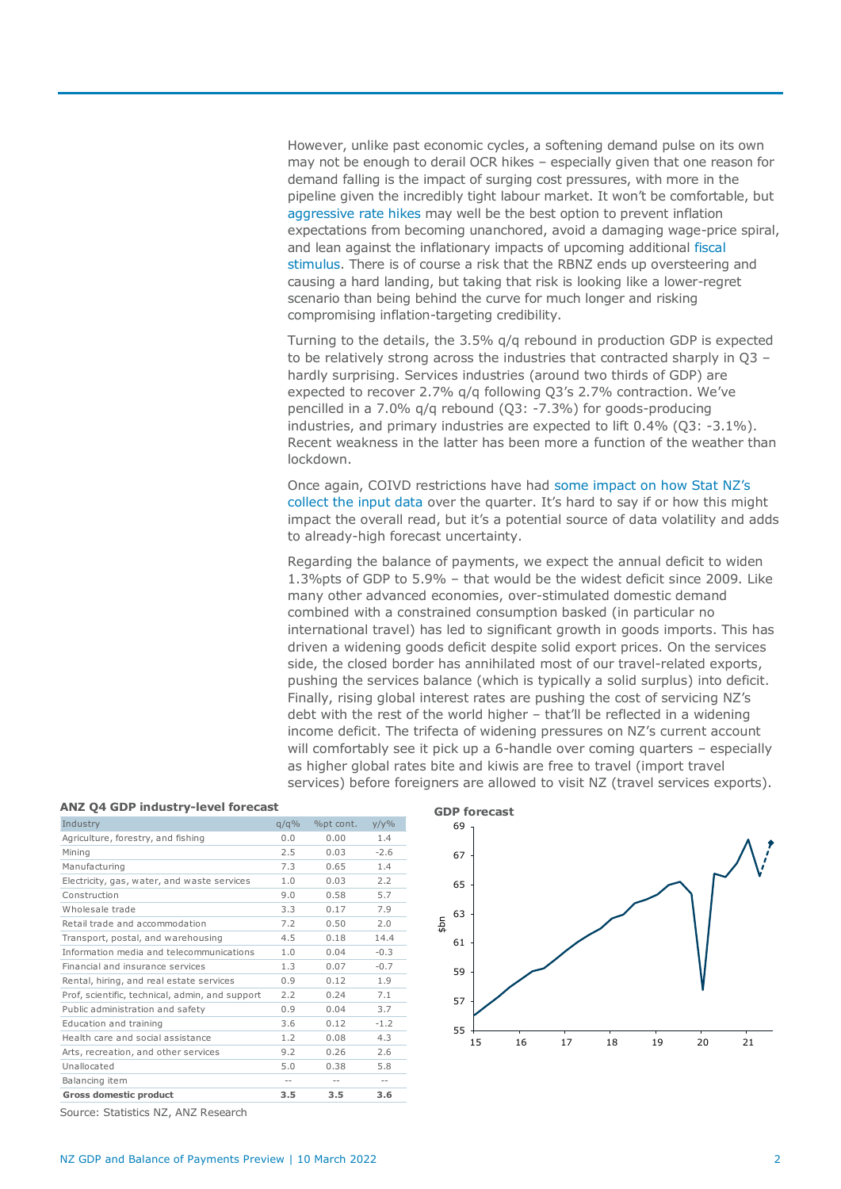However, unlike past economic cycles, a softening demand pulse on its own may not be enough to derail OCR hikes – especially given that one reason for demand falling is the impact of surging cost pressures, with more in the pipeline given the incredibly tight labour market. It won't be comfortable, but aggressive rate hikes may well be the best option to prevent inflation expectations from becoming unanchored, avoid a damaging wage-price spiral, and lean against the inflationary impacts of upcoming additional fiscal stimulus. There is of course a risk that the RBNZ ends up oversteering and causing a hard landing, but taking that risk is looking like a lower-regret scenario than being behind the curve for much longer and risking compromising inflation-targeting credibility.

Turning to the details, the 3.5% q/q rebound in production GDP is expected to be relatively strong across the industries that contracted sharply in Q3 – hardly surprising. Services industries (around two thirds of GDP) are expected to recover 2.7% q/q following Q3's 2.7% contraction. We've pencilled in a 7.0% q/q rebound (Q3: -7.3%) for goods-producing industries, and primary industries are expected to lift 0.4% (Q3: -3.1%). Recent weakness in the latter has been more a function of the weather than lockdown.

Once again, COIVD restrictions have had some impact on how Stat NZ's collect the input data over the quarter. It's hard to say if or how this might impact the overall read, but it's a potential source of data volatility and adds to already-high forecast uncertainty.

Regarding the balance of payments, we expect the annual deficit to widen 1.3%pts of GDP to 5.9% – that would be the widest deficit since 2009. Like many other advanced economies, over-stimulated domestic demand combined with a constrained consumption basked (in particular no international travel) has led to significant growth in goods imports. This has driven a widening goods deficit despite solid export prices. On the services side, the closed border has annihilated most of our travel-related exports, pushing the services balance (which is typically a solid surplus) into deficit. Finally, rising global interest rates are pushing the cost of servicing NZ's debt with the rest of the world higher – that'll be reflected in a widening income deficit. The trifecta of widening pressures on NZ's current account will comfortably see it pick up a 6-handle over coming quarters – especially as higher global rates bite and kiwis are free to travel (import travel services) before foreigners are allowed to visit NZ (travel services exports).

**ANZ Q4 GDP industry-level forecast**

| Industry | q/q% | %pt cont. | y/y% |
|---|---|---|---|
| Agriculture, forestry, and fishing | 0.0 | 0.00 | 1.4 |
| Mining | 2.5 | 0.03 | -2.6 |
| Manufacturing | 7.3 | 0.65 | 1.4 |
| Electricity, gas, water, and waste services | 1.0 | 0.03 | 2.2 |
| Construction | 9.0 | 0.58 | 5.7 |
| Wholesale trade | 3.3 | 0.17 | 7.9 |
| Retail trade and accommodation | 7.2 | 0.50 | 2.0 |
| Transport, postal, and warehousing | 4.5 | 0.18 | 14.4 |
| Information media and telecommunications | 1.0 | 0.04 | -0.3 |
| Financial and insurance services | 1.3 | 0.07 | -0.7 |
| Rental, hiring, and real estate services | 0.9 | 0.12 | 1.9 |
| Prof, scientific, technical, admin, and support | 2.2 | 0.24 | 7.1 |
| Public administration and safety | 0.9 | 0.04 | 3.7 |
| Education and training | 3.6 | 0.12 | -1.2 |
| Health care and social assistance | 1.2 | 0.08 | 4.3 |
| Arts, recreation, and other services | 9.2 | 0.26 | 2.6 |
| Unallocated | 5.0 | 0.38 | 5.8 |
| Balancing item | -- | -- | -- |
| **Gross domestic product** | **3.5** | **3.5** | **3.6** |

Source: Statistics NZ, ANZ Research

**GDP forecast**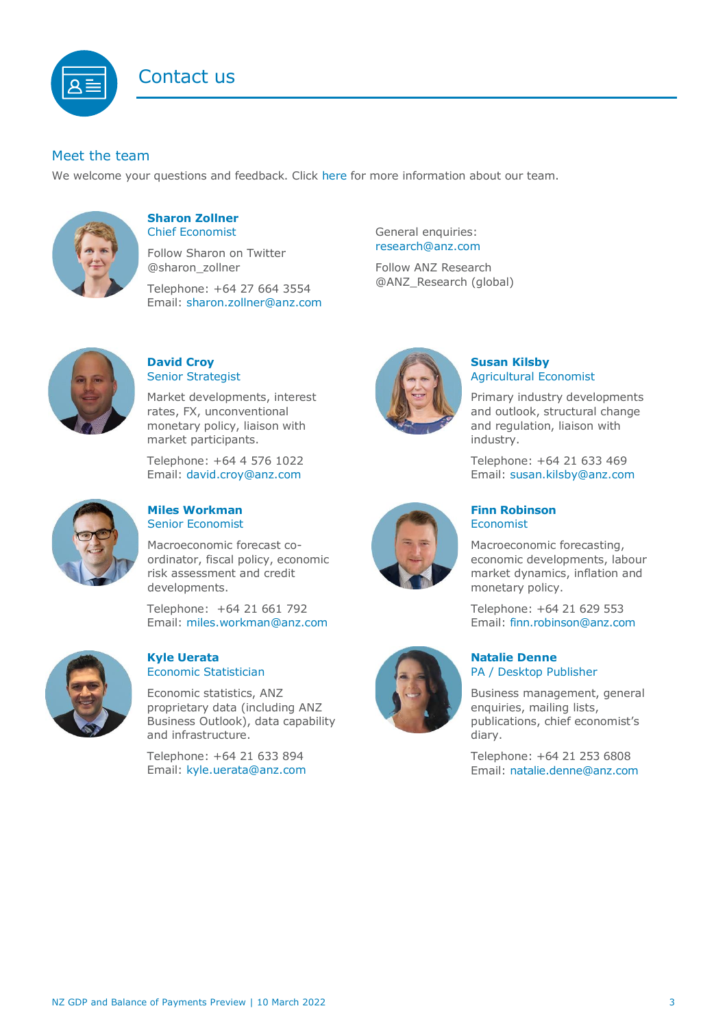# Contact us

## Meet the team

We welcome your questions and feedback. Click here for more information about our team.

**Sharon Zollner**
Chief Economist

Follow Sharon on Twitter @sharon_zollner

Telephone: +64 27 664 3554
Email: sharon.zollner@anz.com

General enquiries:
research@anz.com

Follow ANZ Research
@ANZ_Research (global)

**David Croy**
Senior Strategist

Market developments, interest rates, FX, unconventional monetary policy, liaison with market participants.

Telephone: +64 4 576 1022
Email: david.croy@anz.com

**Susan Kilsby**
Agricultural Economist

Primary industry developments and outlook, structural change and regulation, liaison with industry.

Telephone: +64 21 633 469
Email: susan.kilsby@anz.com

**Miles Workman**
Senior Economist

Macroeconomic forecast co-ordinator, fiscal policy, economic risk assessment and credit developments.

Telephone: +64 21 661 792
Email: miles.workman@anz.com

**Finn Robinson**
Economist

Macroeconomic forecasting, economic developments, labour market dynamics, inflation and monetary policy.

Telephone: +64 21 629 553
Email: finn.robinson@anz.com

**Kyle Uerata**
Economic Statistician

Economic statistics, ANZ proprietary data (including ANZ Business Outlook), data capability and infrastructure.

Telephone: +64 21 633 894
Email: kyle.uerata@anz.com

**Natalie Denne**
PA / Desktop Publisher

Business management, general enquiries, mailing lists, publications, chief economist's diary.

Telephone: +64 21 253 6808
Email: natalie.denne@anz.com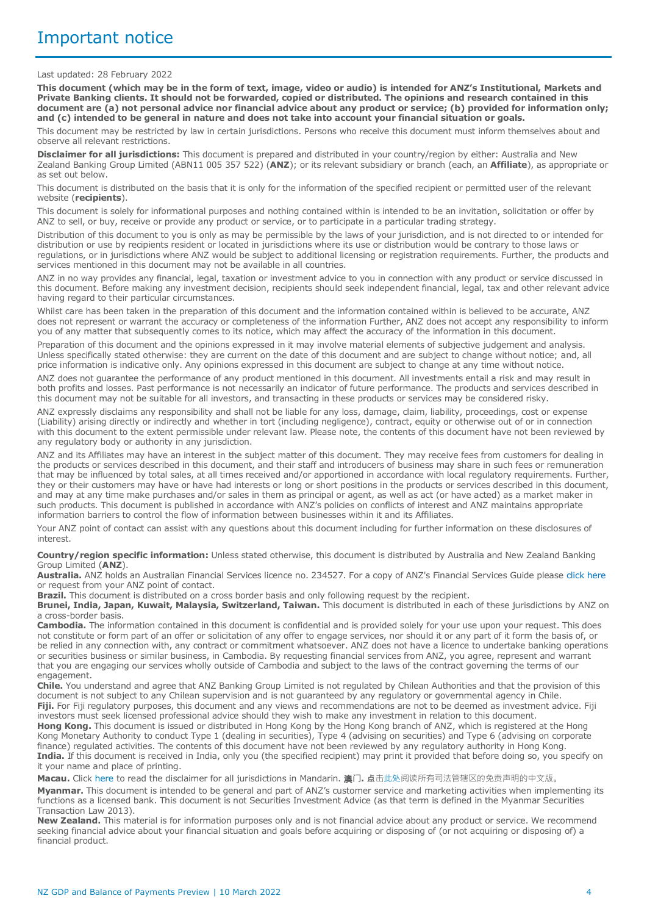# Important notice

Last updated: 28 February 2022

**This document (which may be in the form of text, image, video or audio) is intended for ANZ's Institutional, Markets and Private Banking clients. It should not be forwarded, copied or distributed. The opinions and research contained in this document are (a) not personal advice nor financial advice about any product or service; (b) provided for information only; and (c) intended to be general in nature and does not take into account your financial situation or goals.**

This document may be restricted by law in certain jurisdictions. Persons who receive this document must inform themselves about and observe all relevant restrictions.

**Disclaimer for all jurisdictions:** This document is prepared and distributed in your country/region by either: Australia and New Zealand Banking Group Limited (ABN11 005 357 522) (**ANZ**); or its relevant subsidiary or branch (each, an **Affiliate**), as appropriate or as set out below.

This document is distributed on the basis that it is only for the information of the specified recipient or permitted user of the relevant website (**recipients**).

This document is solely for informational purposes and nothing contained within is intended to be an invitation, solicitation or offer by ANZ to sell, or buy, receive or provide any product or service, or to participate in a particular trading strategy.

Distribution of this document to you is only as may be permissible by the laws of your jurisdiction, and is not directed to or intended for distribution or use by recipients resident or located in jurisdictions where its use or distribution would be contrary to those laws or regulations, or in jurisdictions where ANZ would be subject to additional licensing or registration requirements. Further, the products and services mentioned in this document may not be available in all countries.

ANZ in no way provides any financial, legal, taxation or investment advice to you in connection with any product or service discussed in this document. Before making any investment decision, recipients should seek independent financial, legal, tax and other relevant advice having regard to their particular circumstances.

Whilst care has been taken in the preparation of this document and the information contained within is believed to be accurate, ANZ does not represent or warrant the accuracy or completeness of the information Further, ANZ does not accept any responsibility to inform you of any matter that subsequently comes to its notice, which may affect the accuracy of the information in this document.

Preparation of this document and the opinions expressed in it may involve material elements of subjective judgement and analysis. Unless specifically stated otherwise: they are current on the date of this document and are subject to change without notice; and, all price information is indicative only. Any opinions expressed in this document are subject to change at any time without notice.

ANZ does not guarantee the performance of any product mentioned in this document. All investments entail a risk and may result in both profits and losses. Past performance is not necessarily an indicator of future performance. The products and services described in this document may not be suitable for all investors, and transacting in these products or services may be considered risky.

ANZ expressly disclaims any responsibility and shall not be liable for any loss, damage, claim, liability, proceedings, cost or expense (Liability) arising directly or indirectly and whether in tort (including negligence), contract, equity or otherwise out of or in connection with this document to the extent permissible under relevant law. Please note, the contents of this document have not been reviewed by any regulatory body or authority in any jurisdiction.

ANZ and its Affiliates may have an interest in the subject matter of this document. They may receive fees from customers for dealing in the products or services described in this document, and their staff and introducers of business may share in such fees or remuneration that may be influenced by total sales, at all times received and/or apportioned in accordance with local regulatory requirements. Further, they or their customers may have or have had interests or long or short positions in the products or services described in this document, and may at any time make purchases and/or sales in them as principal or agent, as well as act (or have acted) as a market maker in such products. This document is published in accordance with ANZ's policies on conflicts of interest and ANZ maintains appropriate information barriers to control the flow of information between businesses within it and its Affiliates.

Your ANZ point of contact can assist with any questions about this document including for further information on these disclosures of interest.

**Country/region specific information:** Unless stated otherwise, this document is distributed by Australia and New Zealand Banking Group Limited (**ANZ**).

**Australia.** ANZ holds an Australian Financial Services licence no. 234527. For a copy of ANZ's Financial Services Guide please click here or request from your ANZ point of contact.

**Brazil.** This document is distributed on a cross border basis and only following request by the recipient.

**Brunei, India, Japan, Kuwait, Malaysia, Switzerland, Taiwan.** This document is distributed in each of these jurisdictions by ANZ on a cross-border basis.

**Cambodia.** The information contained in this document is confidential and is provided solely for your use upon your request. This does not constitute or form part of an offer or solicitation of any offer to engage services, nor should it or any part of it form the basis of, or be relied in any connection with, any contract or commitment whatsoever. ANZ does not have a licence to undertake banking operations or securities business or similar business, in Cambodia. By requesting financial services from ANZ, you agree, represent and warrant that you are engaging our services wholly outside of Cambodia and subject to the laws of the contract governing the terms of our engagement.

**Chile.** You understand and agree that ANZ Banking Group Limited is not regulated by Chilean Authorities and that the provision of this document is not subject to any Chilean supervision and is not guaranteed by any regulatory or governmental agency in Chile.

**Fiji.** For Fiji regulatory purposes, this document and any views and recommendations are not to be deemed as investment advice. Fiji investors must seek licensed professional advice should they wish to make any investment in relation to this document.

**Hong Kong.** This document is issued or distributed in Hong Kong by the Hong Kong branch of ANZ, which is registered at the Hong Kong Monetary Authority to conduct Type 1 (dealing in securities), Type 4 (advising on securities) and Type 6 (advising on corporate finance) regulated activities. The contents of this document have not been reviewed by any regulatory authority in Hong Kong.

**India.** If this document is received in India, only you (the specified recipient) may print it provided that before doing so, you specify on it your name and place of printing.

**Macau.** Click here to read the disclaimer for all jurisdictions in Mandarin. **澳门.** 点击此处阅读所有司法管辖区的免责声明的中文版。

**Myanmar.** This document is intended to be general and part of ANZ's customer service and marketing activities when implementing its functions as a licensed bank. This document is not Securities Investment Advice (as that term is defined in the Myanmar Securities Transaction Law 2013).

**New Zealand.** This material is for information purposes only and is not financial advice about any product or service. We recommend seeking financial advice about your financial situation and goals before acquiring or disposing of (or not acquiring or disposing of) a financial product.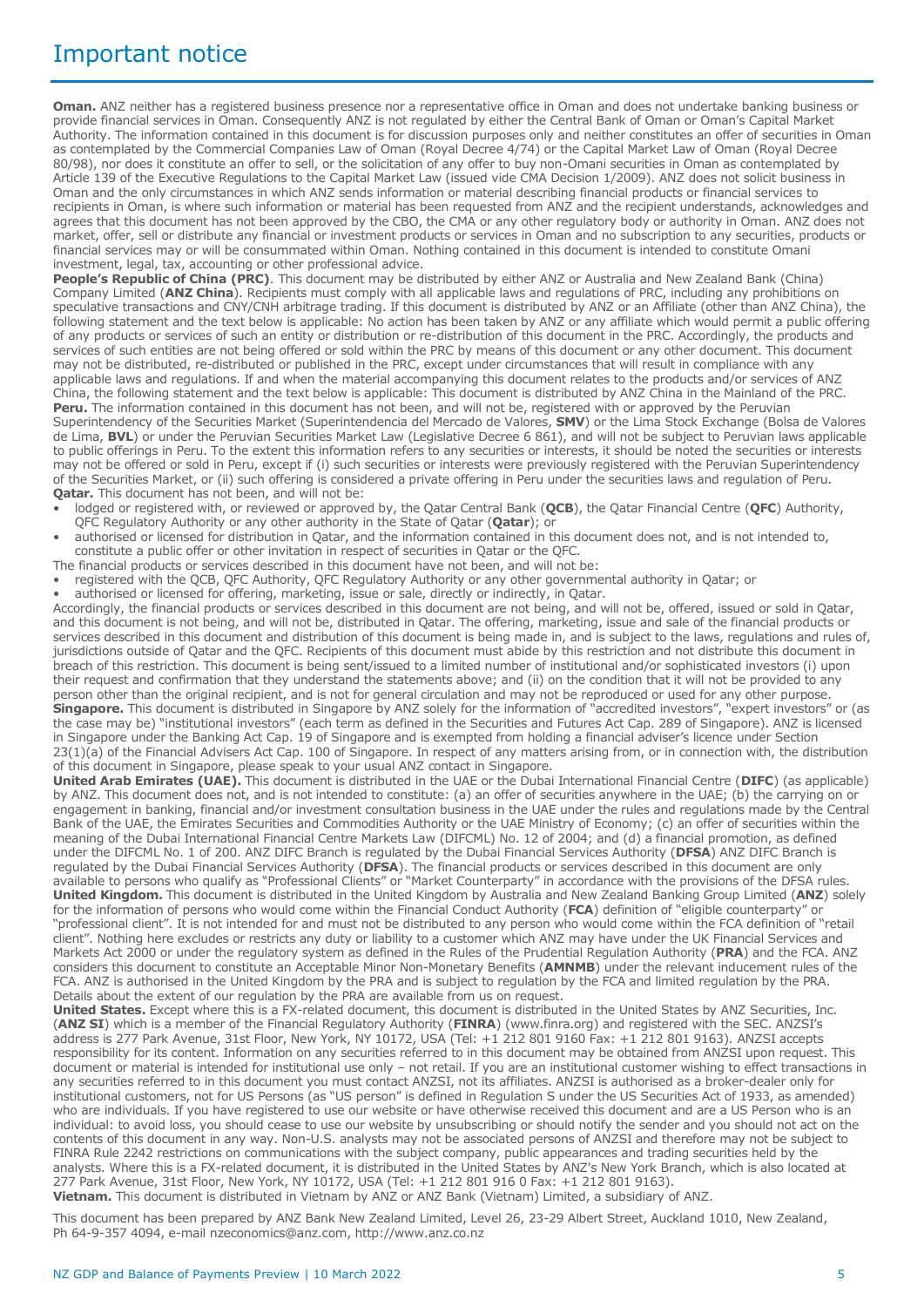# Important notice

**Oman.** ANZ neither has a registered business presence nor a representative office in Oman and does not undertake banking business or provide financial services in Oman. Consequently ANZ is not regulated by either the Central Bank of Oman or Oman's Capital Market Authority. The information contained in this document is for discussion purposes only and neither constitutes an offer of securities in Oman as contemplated by the Commercial Companies Law of Oman (Royal Decree 4/74) or the Capital Market Law of Oman (Royal Decree 80/98), nor does it constitute an offer to sell, or the solicitation of any offer to buy non-Omani securities in Oman as contemplated by Article 139 of the Executive Regulations to the Capital Market Law (issued vide CMA Decision 1/2009). ANZ does not solicit business in Oman and the only circumstances in which ANZ sends information or material describing financial products or financial services to recipients in Oman, is where such information or material has been requested from ANZ and the recipient understands, acknowledges and agrees that this document has not been approved by the CBO, the CMA or any other regulatory body or authority in Oman. ANZ does not market, offer, sell or distribute any financial or investment products or services in Oman and no subscription to any securities, products or financial services may or will be consummated within Oman. Nothing contained in this document is intended to constitute Omani investment, legal, tax, accounting or other professional advice.

**People's Republic of China (PRC)**. This document may be distributed by either ANZ or Australia and New Zealand Bank (China) Company Limited (**ANZ China**). Recipients must comply with all applicable laws and regulations of PRC, including any prohibitions on speculative transactions and CNY/CNH arbitrage trading. If this document is distributed by ANZ or an Affiliate (other than ANZ China), the following statement and the text below is applicable: No action has been taken by ANZ or any affiliate which would permit a public offering of any products or services of such an entity or distribution or re-distribution of this document in the PRC. Accordingly, the products and services of such entities are not being offered or sold within the PRC by means of this document or any other document. This document may not be distributed, re-distributed or published in the PRC, except under circumstances that will result in compliance with any applicable laws and regulations. If and when the material accompanying this document relates to the products and/or services of ANZ China, the following statement and the text below is applicable: This document is distributed by ANZ China in the Mainland of the PRC.

**Peru.** The information contained in this document has not been, and will not be, registered with or approved by the Peruvian Superintendency of the Securities Market (Superintendencia del Mercado de Valores, **SMV**) or the Lima Stock Exchange (Bolsa de Valores de Lima, **BVL**) or under the Peruvian Securities Market Law (Legislative Decree 6 861), and will not be subject to Peruvian laws applicable to public offerings in Peru. To the extent this information refers to any securities or interests, it should be noted the securities or interests may not be offered or sold in Peru, except if (i) such securities or interests were previously registered with the Peruvian Superintendency of the Securities Market, or (ii) such offering is considered a private offering in Peru under the securities laws and regulation of Peru.

**Qatar.** This document has not been, and will not be:

- lodged or registered with, or reviewed or approved by, the Qatar Central Bank (**QCB**), the Qatar Financial Centre (**QFC**) Authority, QFC Regulatory Authority or any other authority in the State of Qatar (**Qatar**); or
- authorised or licensed for distribution in Qatar, and the information contained in this document does not, and is not intended to, constitute a public offer or other invitation in respect of securities in Qatar or the QFC.

The financial products or services described in this document have not been, and will not be:

- registered with the QCB, QFC Authority, QFC Regulatory Authority or any other governmental authority in Qatar; or
- authorised or licensed for offering, marketing, issue or sale, directly or indirectly, in Qatar.

Accordingly, the financial products or services described in this document are not being, and will not be, offered, issued or sold in Qatar, and this document is not being, and will not be, distributed in Qatar. The offering, marketing, issue and sale of the financial products or services described in this document and distribution of this document is being made in, and is subject to the laws, regulations and rules of, jurisdictions outside of Qatar and the QFC. Recipients of this document must abide by this restriction and not distribute this document in breach of this restriction. This document is being sent/issued to a limited number of institutional and/or sophisticated investors (i) upon their request and confirmation that they understand the statements above; and (ii) on the condition that it will not be provided to any person other than the original recipient, and is not for general circulation and may not be reproduced or used for any other purpose.

**Singapore.** This document is distributed in Singapore by ANZ solely for the information of "accredited investors", "expert investors" or (as the case may be) "institutional investors" (each term as defined in the Securities and Futures Act Cap. 289 of Singapore). ANZ is licensed in Singapore under the Banking Act Cap. 19 of Singapore and is exempted from holding a financial adviser's licence under Section 23(1)(a) of the Financial Advisers Act Cap. 100 of Singapore. In respect of any matters arising from, or in connection with, the distribution of this document in Singapore, please speak to your usual ANZ contact in Singapore.

**United Arab Emirates (UAE).** This document is distributed in the UAE or the Dubai International Financial Centre (**DIFC**) (as applicable) by ANZ. This document does not, and is not intended to constitute: (a) an offer of securities anywhere in the UAE; (b) the carrying on or engagement in banking, financial and/or investment consultation business in the UAE under the rules and regulations made by the Central Bank of the UAE, the Emirates Securities and Commodities Authority or the UAE Ministry of Economy; (c) an offer of securities within the meaning of the Dubai International Financial Centre Markets Law (DIFCML) No. 12 of 2004; and (d) a financial promotion, as defined under the DIFCML No. 1 of 200. ANZ DIFC Branch is regulated by the Dubai Financial Services Authority (**DFSA**) ANZ DIFC Branch is regulated by the Dubai Financial Services Authority (**DFSA**). The financial products or services described in this document are only available to persons who qualify as "Professional Clients" or "Market Counterparty" in accordance with the provisions of the DFSA rules.

**United Kingdom.** This document is distributed in the United Kingdom by Australia and New Zealand Banking Group Limited (**ANZ**) solely for the information of persons who would come within the Financial Conduct Authority (**FCA**) definition of "eligible counterparty" or "professional client". It is not intended for and must not be distributed to any person who would come within the FCA definition of "retail client". Nothing here excludes or restricts any duty or liability to a customer which ANZ may have under the UK Financial Services and Markets Act 2000 or under the regulatory system as defined in the Rules of the Prudential Regulation Authority (**PRA**) and the FCA. ANZ considers this document to constitute an Acceptable Minor Non-Monetary Benefits (**AMNMB**) under the relevant inducement rules of the FCA. ANZ is authorised in the United Kingdom by the PRA and is subject to regulation by the FCA and limited regulation by the PRA. Details about the extent of our regulation by the PRA are available from us on request.

**United States.** Except where this is a FX-related document, this document is distributed in the United States by ANZ Securities, Inc. (**ANZ SI**) which is a member of the Financial Regulatory Authority (**FINRA**) (www.finra.org) and registered with the SEC. ANZSI's address is 277 Park Avenue, 31st Floor, New York, NY 10172, USA (Tel: +1 212 801 9160 Fax: +1 212 801 9163). ANZSI accepts responsibility for its content. Information on any securities referred to in this document may be obtained from ANZSI upon request. This document or material is intended for institutional use only – not retail. If you are an institutional customer wishing to effect transactions in any securities referred to in this document you must contact ANZSI, not its affiliates. ANZSI is authorised as a broker-dealer only for institutional customers, not for US Persons (as "US person" is defined in Regulation S under the US Securities Act of 1933, as amended) who are individuals. If you have registered to use our website or have otherwise received this document and are a US Person who is an individual: to avoid loss, you should cease to use our website by unsubscribing or should notify the sender and you should not act on the contents of this document in any way. Non-U.S. analysts may not be associated persons of ANZSI and therefore may not be subject to FINRA Rule 2242 restrictions on communications with the subject company, public appearances and trading securities held by the analysts. Where this is a FX-related document, it is distributed in the United States by ANZ's New York Branch, which is also located at 277 Park Avenue, 31st Floor, New York, NY 10172, USA (Tel: +1 212 801 916 0 Fax: +1 212 801 9163).

**Vietnam.** This document is distributed in Vietnam by ANZ or ANZ Bank (Vietnam) Limited, a subsidiary of ANZ.

This document has been prepared by ANZ Bank New Zealand Limited, Level 26, 23-29 Albert Street, Auckland 1010, New Zealand, Ph 64-9-357 4094, e-mail nzeconomics@anz.com, http://www.anz.co.nz